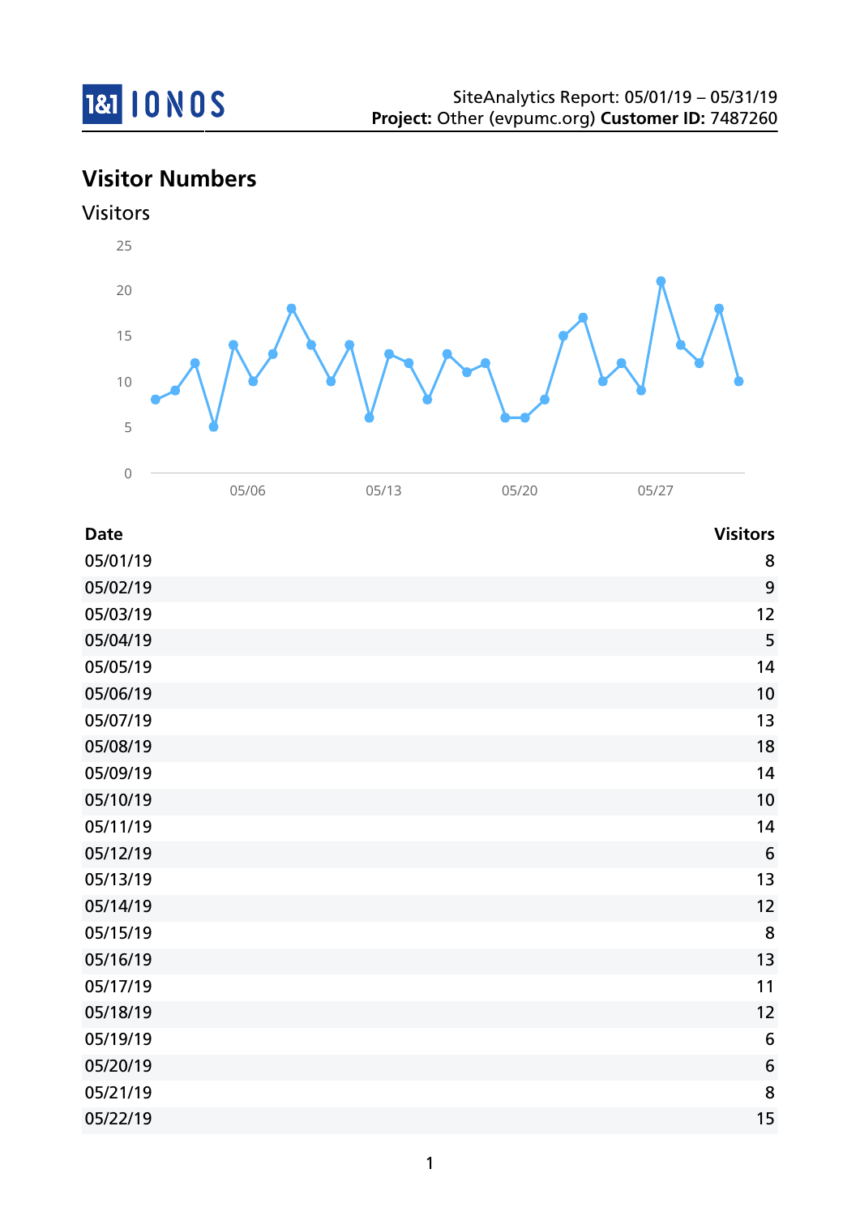SiteAnalytics Report: 05/01/19 – 05/31/19
**Project:** Other (evpumc.org) **Customer ID:** 7487260

## Visitor Numbers

### Visitors

| Date | Visitors |
|---|---|
| 05/01/19 | 8 |
| 05/02/19 | 9 |
| 05/03/19 | 12 |
| 05/04/19 | 5 |
| 05/05/19 | 14 |
| 05/06/19 | 10 |
| 05/07/19 | 13 |
| 05/08/19 | 18 |
| 05/09/19 | 14 |
| 05/10/19 | 10 |
| 05/11/19 | 14 |
| 05/12/19 | 6 |
| 05/13/19 | 13 |
| 05/14/19 | 12 |
| 05/15/19 | 8 |
| 05/16/19 | 13 |
| 05/17/19 | 11 |
| 05/18/19 | 12 |
| 05/19/19 | 6 |
| 05/20/19 | 6 |
| 05/21/19 | 8 |
| 05/22/19 | 15 |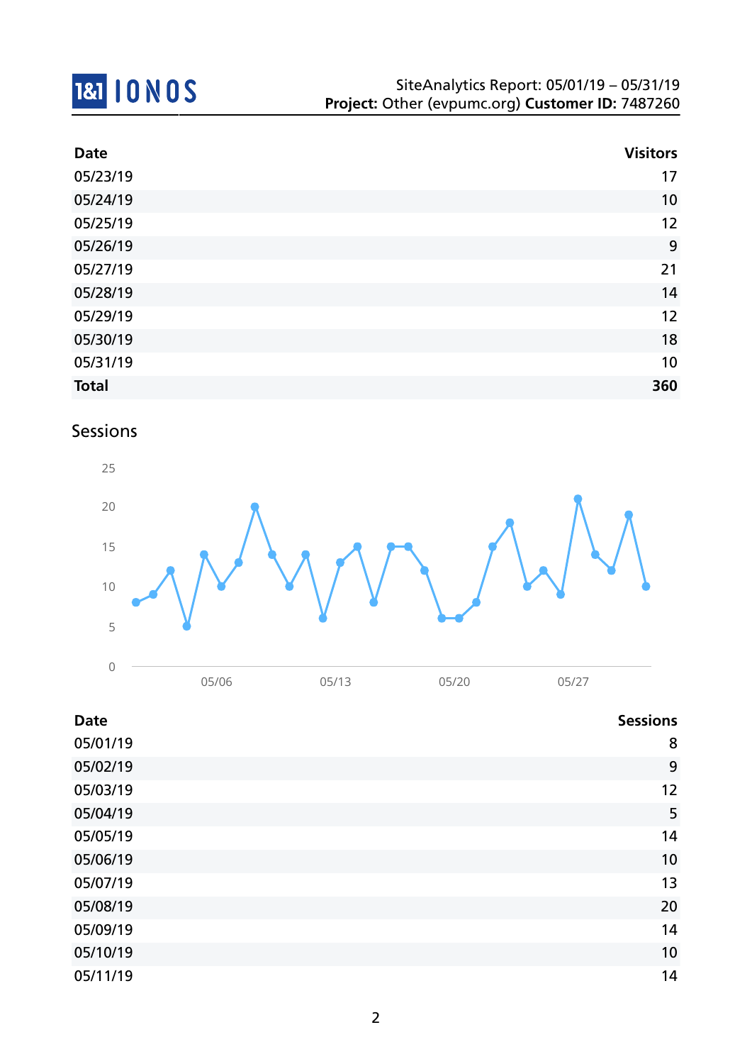| Date | Visitors |
|---|---|
| 05/23/19 | 17 |
| 05/24/19 | 10 |
| 05/25/19 | 12 |
| 05/26/19 | 9 |
| 05/27/19 | 21 |
| 05/28/19 | 14 |
| 05/29/19 | 12 |
| 05/30/19 | 18 |
| 05/31/19 | 10 |
| **Total** | **360** |

## Sessions

| Date | Sessions |
|---|---|
| 05/01/19 | 8 |
| 05/02/19 | 9 |
| 05/03/19 | 12 |
| 05/04/19 | 5 |
| 05/05/19 | 14 |
| 05/06/19 | 10 |
| 05/07/19 | 13 |
| 05/08/19 | 20 |
| 05/09/19 | 14 |
| 05/10/19 | 10 |
| 05/11/19 | 14 |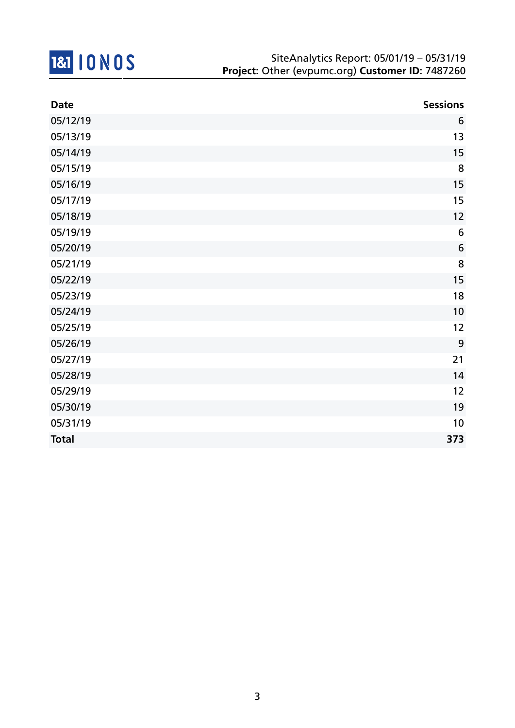SiteAnalytics Report: 05/01/19 – 05/31/19
**Project:** Other (evpumc.org) **Customer ID:** 7487260

| Date | Sessions |
|---|---|
| 05/12/19 | 6 |
| 05/13/19 | 13 |
| 05/14/19 | 15 |
| 05/15/19 | 8 |
| 05/16/19 | 15 |
| 05/17/19 | 15 |
| 05/18/19 | 12 |
| 05/19/19 | 6 |
| 05/20/19 | 6 |
| 05/21/19 | 8 |
| 05/22/19 | 15 |
| 05/23/19 | 18 |
| 05/24/19 | 10 |
| 05/25/19 | 12 |
| 05/26/19 | 9 |
| 05/27/19 | 21 |
| 05/28/19 | 14 |
| 05/29/19 | 12 |
| 05/30/19 | 19 |
| 05/31/19 | 10 |
| **Total** | **373** |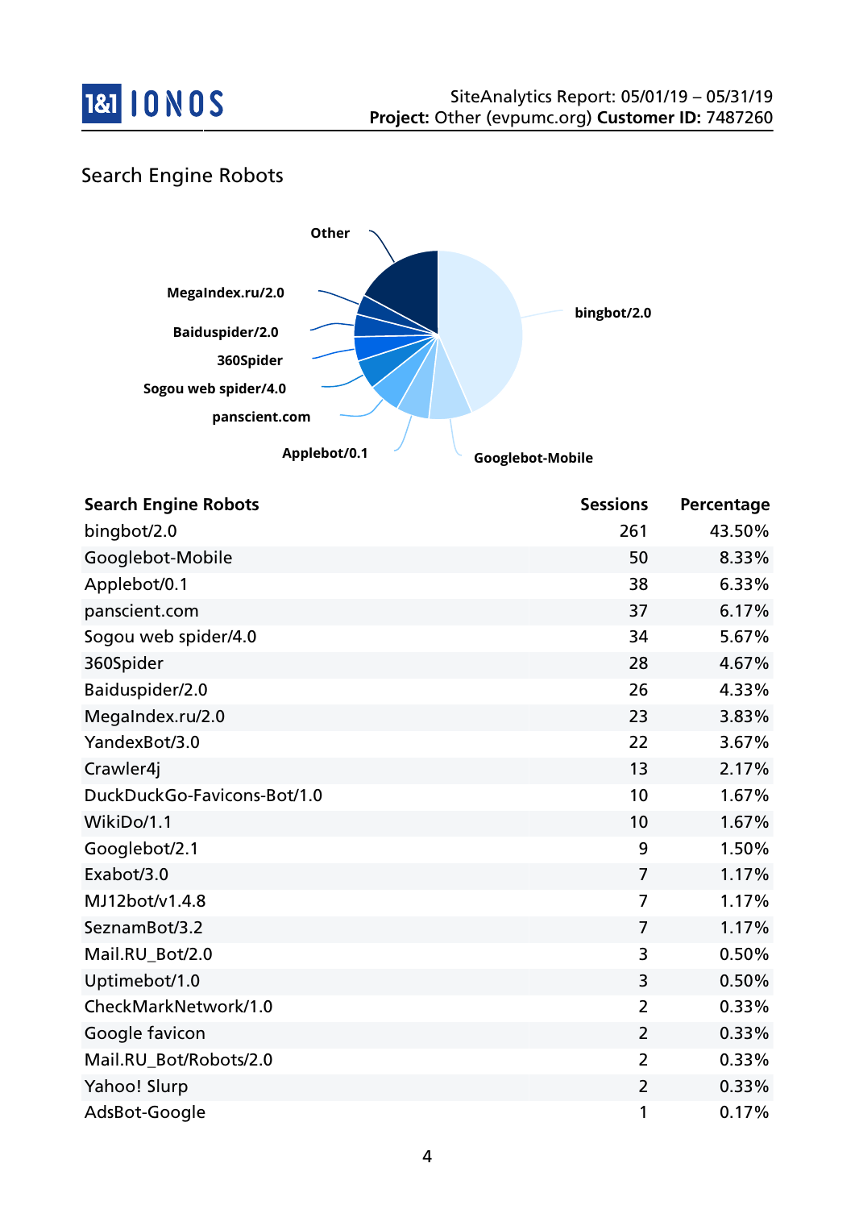## Search Engine Robots

| Search Engine Robots | Sessions | Percentage |
|---|---|---|
| bingbot/2.0 | 261 | 43.50% |
| Googlebot-Mobile | 50 | 8.33% |
| Applebot/0.1 | 38 | 6.33% |
| panscient.com | 37 | 6.17% |
| Sogou web spider/4.0 | 34 | 5.67% |
| 360Spider | 28 | 4.67% |
| Baiduspider/2.0 | 26 | 4.33% |
| MegaIndex.ru/2.0 | 23 | 3.83% |
| YandexBot/3.0 | 22 | 3.67% |
| Crawler4j | 13 | 2.17% |
| DuckDuckGo-Favicons-Bot/1.0 | 10 | 1.67% |
| WikiDo/1.1 | 10 | 1.67% |
| Googlebot/2.1 | 9 | 1.50% |
| Exabot/3.0 | 7 | 1.17% |
| MJ12bot/v1.4.8 | 7 | 1.17% |
| SeznamBot/3.2 | 7 | 1.17% |
| Mail.RU_Bot/2.0 | 3 | 0.50% |
| Uptimebot/1.0 | 3 | 0.50% |
| CheckMarkNetwork/1.0 | 2 | 0.33% |
| Google favicon | 2 | 0.33% |
| Mail.RU_Bot/Robots/2.0 | 2 | 0.33% |
| Yahoo! Slurp | 2 | 0.33% |
| AdsBot-Google | 1 | 0.17% |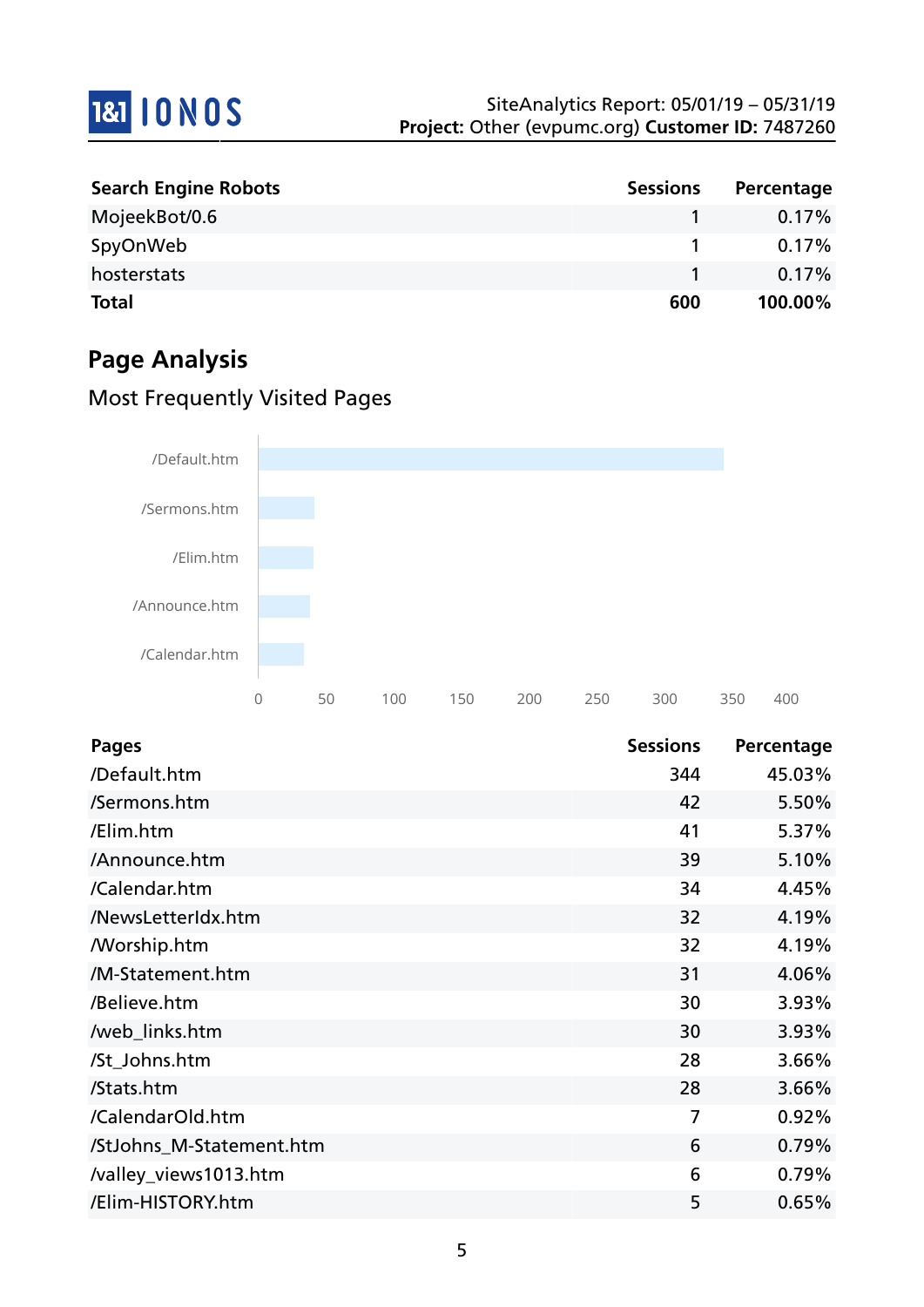| Search Engine Robots | Sessions | Percentage |
|---|---|---|
| MojeekBot/0.6 | 1 | 0.17% |
| SpyOnWeb | 1 | 0.17% |
| hosterstats | 1 | 0.17% |
| **Total** | **600** | **100.00%** |

## Page Analysis

### Most Frequently Visited Pages

| Pages | Sessions | Percentage |
|---|---|---|
| /Default.htm | 344 | 45.03% |
| /Sermons.htm | 42 | 5.50% |
| /Elim.htm | 41 | 5.37% |
| /Announce.htm | 39 | 5.10% |
| /Calendar.htm | 34 | 4.45% |
| /NewsLetterIdx.htm | 32 | 4.19% |
| /Worship.htm | 32 | 4.19% |
| /M-Statement.htm | 31 | 4.06% |
| /Believe.htm | 30 | 3.93% |
| /web_links.htm | 30 | 3.93% |
| /St_Johns.htm | 28 | 3.66% |
| /Stats.htm | 28 | 3.66% |
| /CalendarOld.htm | 7 | 0.92% |
| /StJohns_M-Statement.htm | 6 | 0.79% |
| /valley_views1013.htm | 6 | 0.79% |
| /Elim-HISTORY.htm | 5 | 0.65% |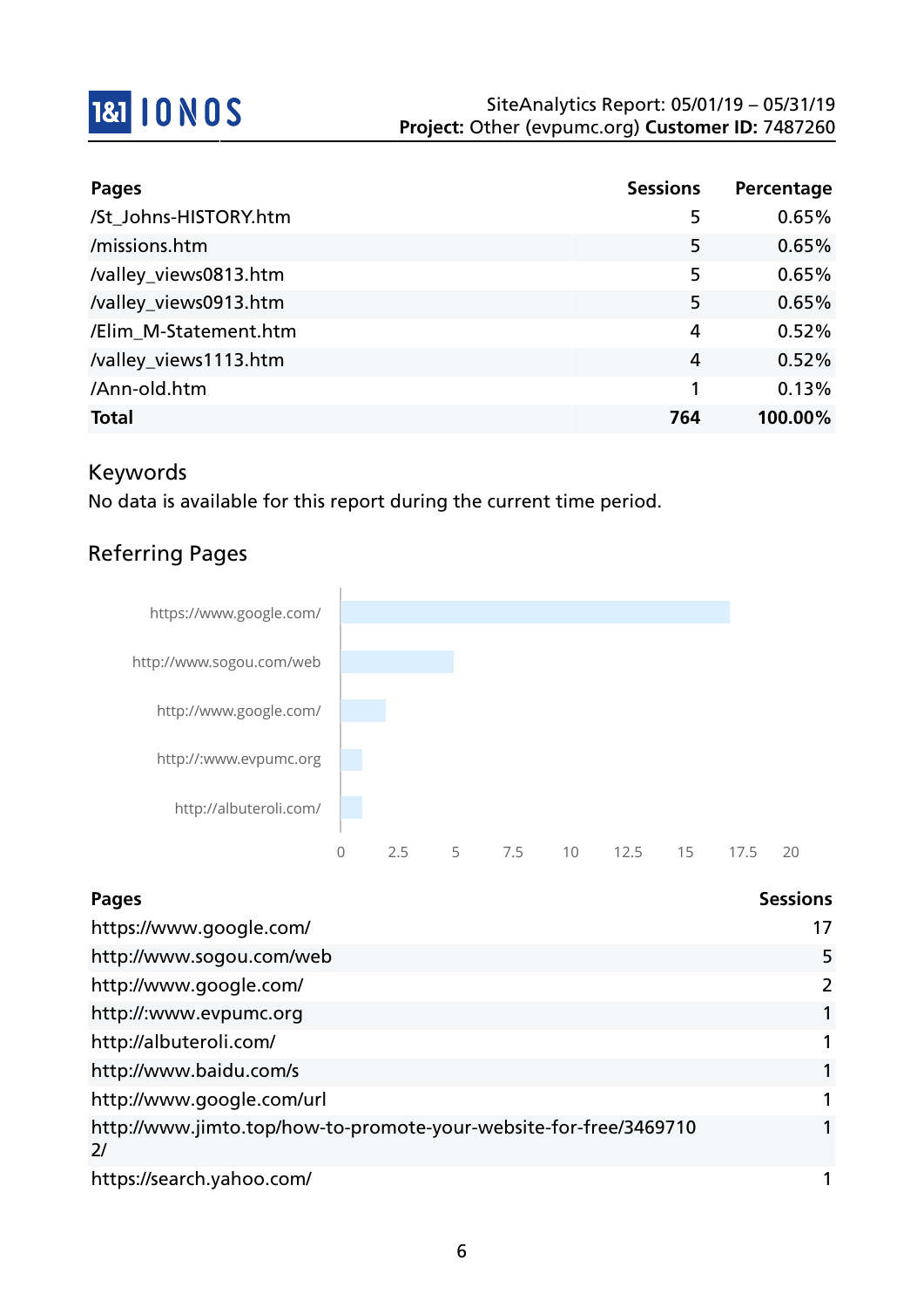| Pages | Sessions | Percentage |
|---|---|---|
| /St_Johns-HISTORY.htm | 5 | 0.65% |
| /missions.htm | 5 | 0.65% |
| /valley_views0813.htm | 5 | 0.65% |
| /valley_views0913.htm | 5 | 0.65% |
| /Elim_M-Statement.htm | 4 | 0.52% |
| /valley_views1113.htm | 4 | 0.52% |
| /Ann-old.htm | 1 | 0.13% |
| **Total** | **764** | **100.00%** |

## Keywords

No data is available for this report during the current time period.

## Referring Pages

| Pages | Sessions |
|---|---|
| https://www.google.com/ | 17 |
| http://www.sogou.com/web | 5 |
| http://www.google.com/ | 2 |
| http://:www.evpumc.org | 1 |
| http://albuteroli.com/ | 1 |
| http://www.baidu.com/s | 1 |
| http://www.google.com/url | 1 |
| http://www.jimto.top/how-to-promote-your-website-for-free/34697102/ | 1 |
| https://search.yahoo.com/ | 1 |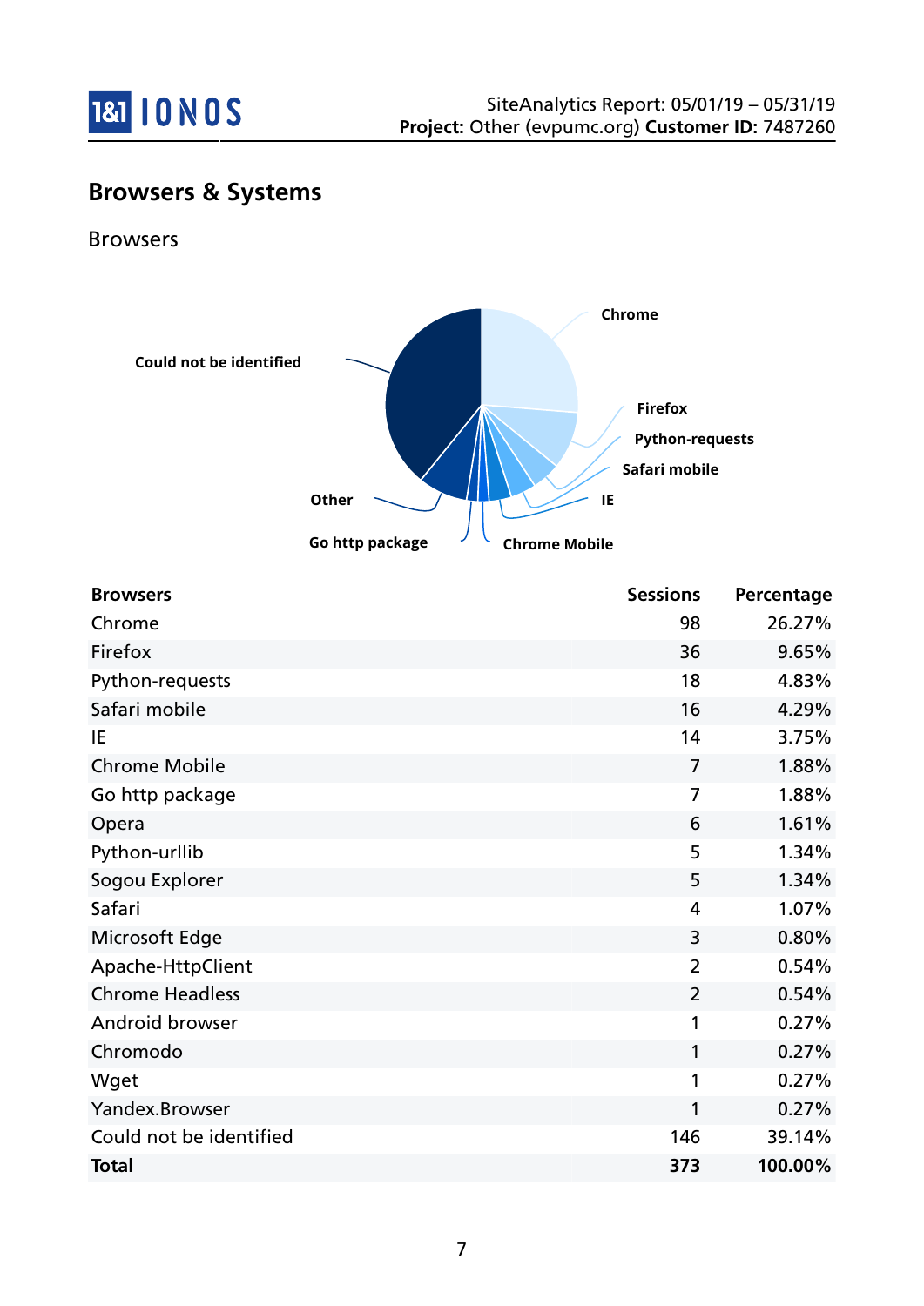## Browsers & Systems

### Browsers

| Browsers | Sessions | Percentage |
| --- | --- | --- |
| Chrome | 98 | 26.27% |
| Firefox | 36 | 9.65% |
| Python-requests | 18 | 4.83% |
| Safari mobile | 16 | 4.29% |
| IE | 14 | 3.75% |
| Chrome Mobile | 7 | 1.88% |
| Go http package | 7 | 1.88% |
| Opera | 6 | 1.61% |
| Python-urllib | 5 | 1.34% |
| Sogou Explorer | 5 | 1.34% |
| Safari | 4 | 1.07% |
| Microsoft Edge | 3 | 0.80% |
| Apache-HttpClient | 2 | 0.54% |
| Chrome Headless | 2 | 0.54% |
| Android browser | 1 | 0.27% |
| Chromodo | 1 | 0.27% |
| Wget | 1 | 0.27% |
| Yandex.Browser | 1 | 0.27% |
| Could not be identified | 146 | 39.14% |
| **Total** | **373** | **100.00%** |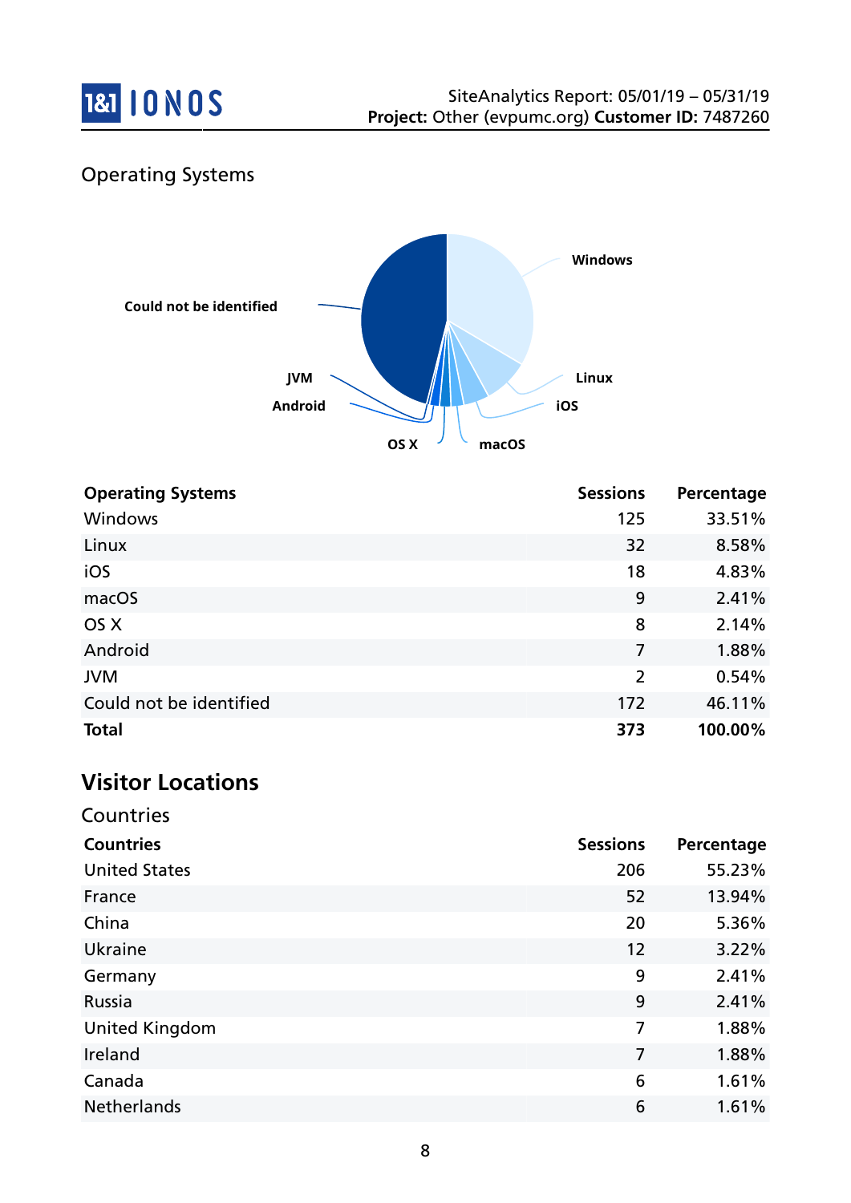Operating Systems

| Operating Systems | Sessions | Percentage |
|---|---|---|
| Windows | 125 | 33.51% |
| Linux | 32 | 8.58% |
| iOS | 18 | 4.83% |
| macOS | 9 | 2.41% |
| OS X | 8 | 2.14% |
| Android | 7 | 1.88% |
| JVM | 2 | 0.54% |
| Could not be identified | 172 | 46.11% |
| **Total** | **373** | **100.00%** |

## Visitor Locations

Countries

| Countries | Sessions | Percentage |
|---|---|---|
| United States | 206 | 55.23% |
| France | 52 | 13.94% |
| China | 20 | 5.36% |
| Ukraine | 12 | 3.22% |
| Germany | 9 | 2.41% |
| Russia | 9 | 2.41% |
| United Kingdom | 7 | 1.88% |
| Ireland | 7 | 1.88% |
| Canada | 6 | 1.61% |
| Netherlands | 6 | 1.61% |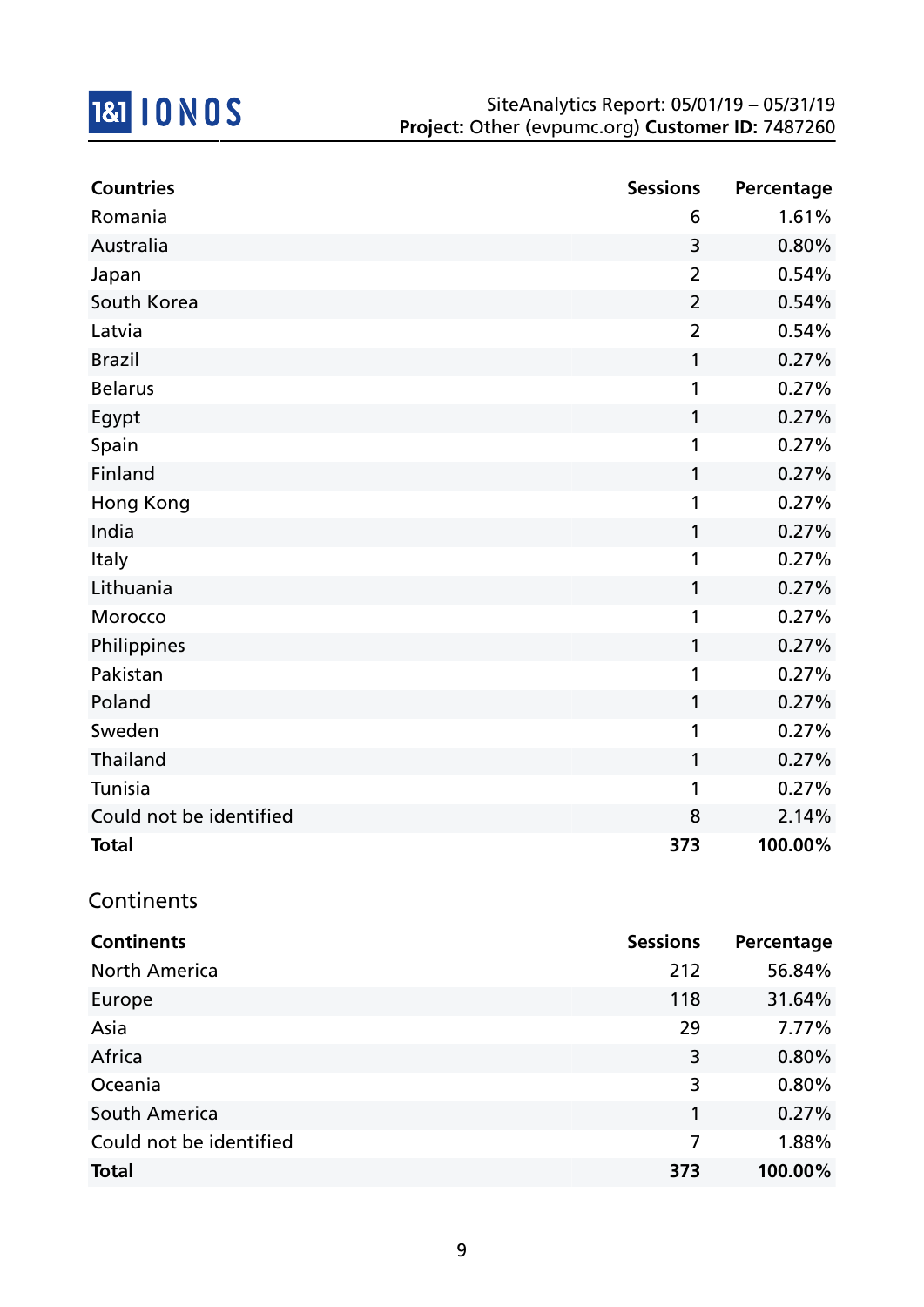| Countries | Sessions | Percentage |
| --- | --- | --- |
| Romania | 6 | 1.61% |
| Australia | 3 | 0.80% |
| Japan | 2 | 0.54% |
| South Korea | 2 | 0.54% |
| Latvia | 2 | 0.54% |
| Brazil | 1 | 0.27% |
| Belarus | 1 | 0.27% |
| Egypt | 1 | 0.27% |
| Spain | 1 | 0.27% |
| Finland | 1 | 0.27% |
| Hong Kong | 1 | 0.27% |
| India | 1 | 0.27% |
| Italy | 1 | 0.27% |
| Lithuania | 1 | 0.27% |
| Morocco | 1 | 0.27% |
| Philippines | 1 | 0.27% |
| Pakistan | 1 | 0.27% |
| Poland | 1 | 0.27% |
| Sweden | 1 | 0.27% |
| Thailand | 1 | 0.27% |
| Tunisia | 1 | 0.27% |
| Could not be identified | 8 | 2.14% |
| **Total** | **373** | **100.00%** |

## Continents

| Continents | Sessions | Percentage |
| --- | --- | --- |
| North America | 212 | 56.84% |
| Europe | 118 | 31.64% |
| Asia | 29 | 7.77% |
| Africa | 3 | 0.80% |
| Oceania | 3 | 0.80% |
| South America | 1 | 0.27% |
| Could not be identified | 7 | 1.88% |
| **Total** | **373** | **100.00%** |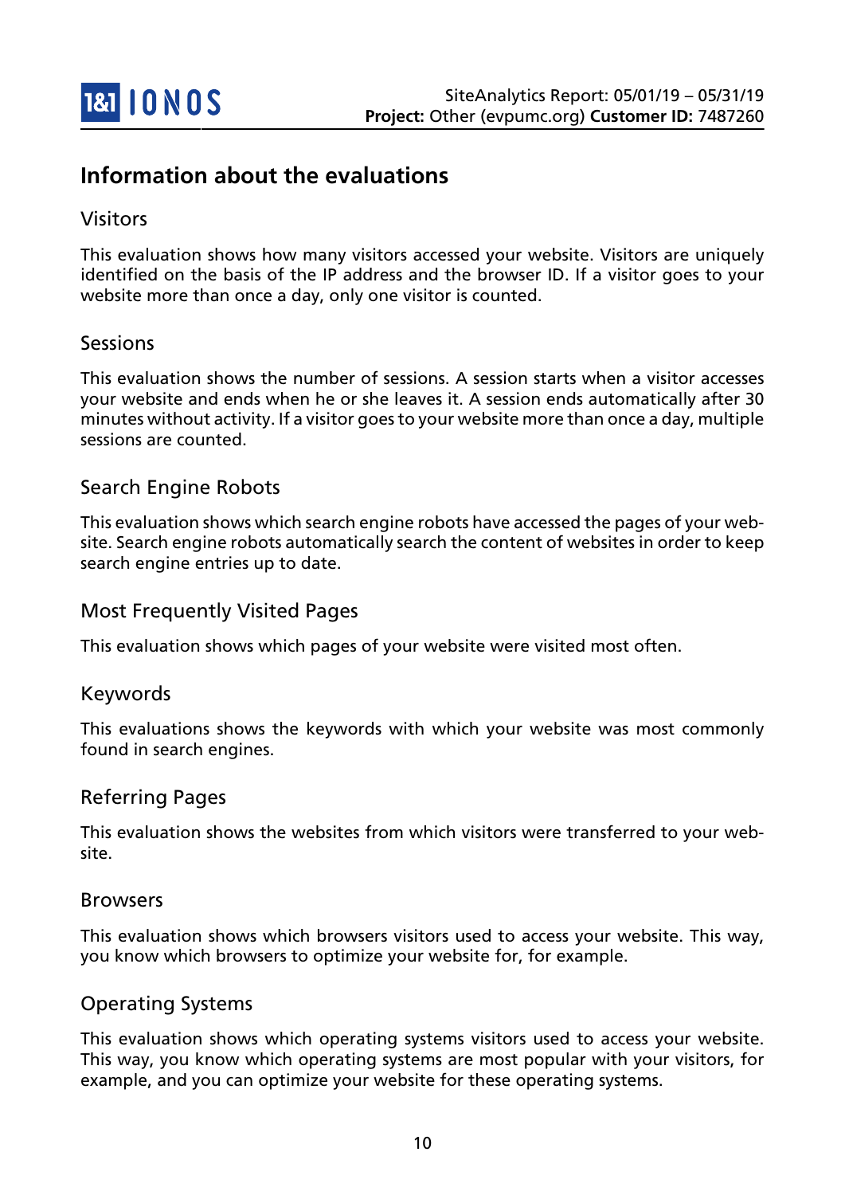## Information about the evaluations

### Visitors

This evaluation shows how many visitors accessed your website. Visitors are uniquely identified on the basis of the IP address and the browser ID. If a visitor goes to your website more than once a day, only one visitor is counted.

### Sessions

This evaluation shows the number of sessions. A session starts when a visitor accesses your website and ends when he or she leaves it. A session ends automatically after 30 minutes without activity. If a visitor goes to your website more than once a day, multiple sessions are counted.

### Search Engine Robots

This evaluation shows which search engine robots have accessed the pages of your website. Search engine robots automatically search the content of websites in order to keep search engine entries up to date.

### Most Frequently Visited Pages

This evaluation shows which pages of your website were visited most often.

### Keywords

This evaluations shows the keywords with which your website was most commonly found in search engines.

### Referring Pages

This evaluation shows the websites from which visitors were transferred to your website.

### Browsers

This evaluation shows which browsers visitors used to access your website. This way, you know which browsers to optimize your website for, for example.

### Operating Systems

This evaluation shows which operating systems visitors used to access your website. This way, you know which operating systems are most popular with your visitors, for example, and you can optimize your website for these operating systems.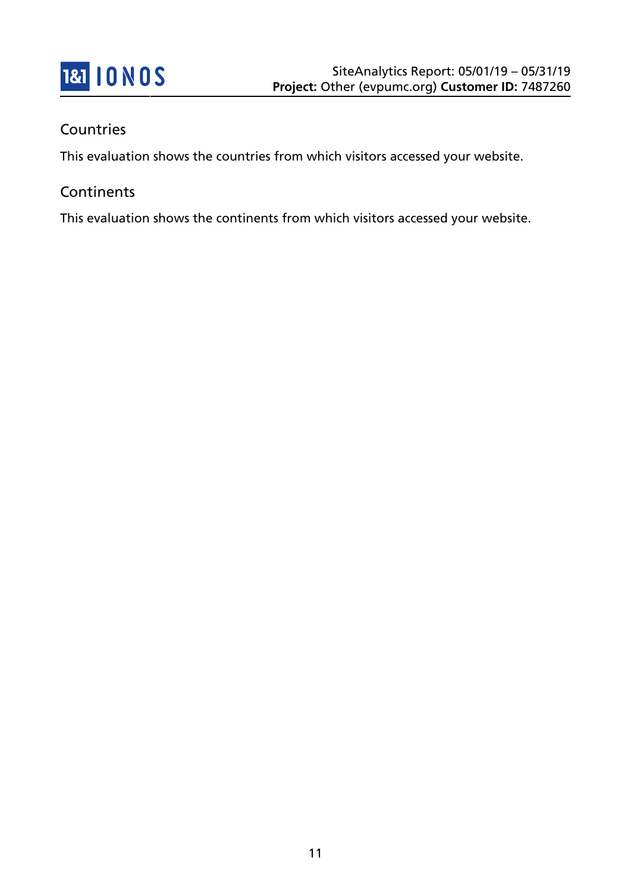## Countries

This evaluation shows the countries from which visitors accessed your website.

## Continents

This evaluation shows the continents from which visitors accessed your website.